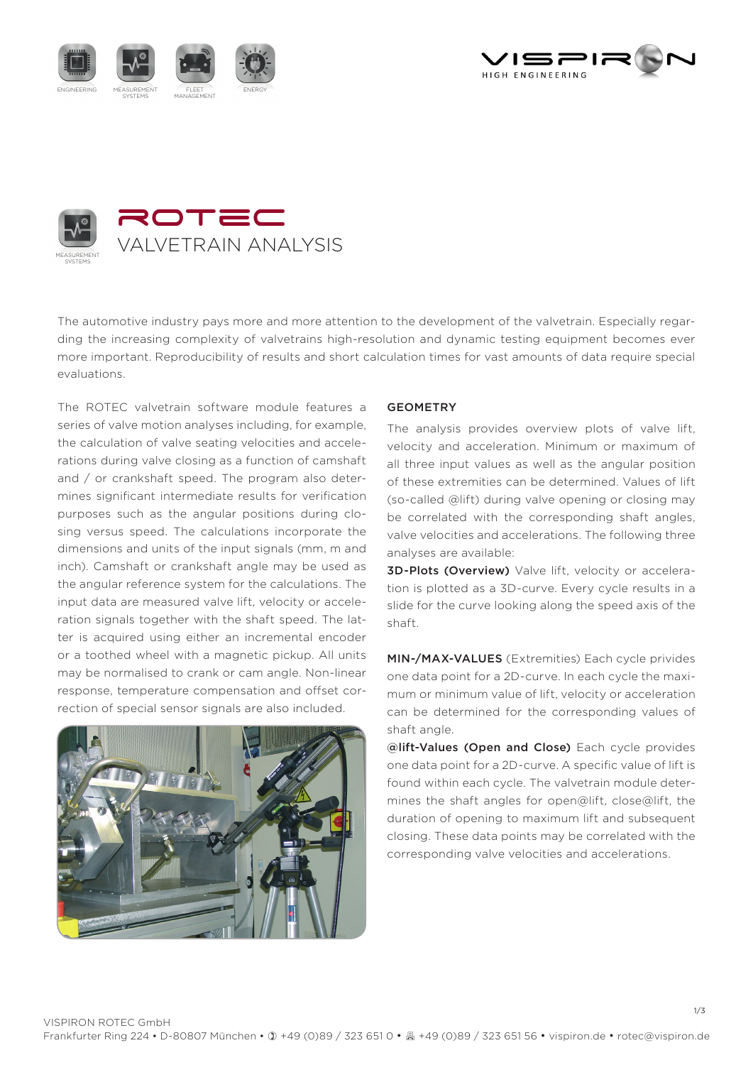# ROTEC

## VALVETRAIN ANALYSIS

The automotive industry pays more and more attention to the development of the valvetrain. Especially regarding the increasing complexity of valvetrains high-resolution and dynamic testing equipment becomes ever more important. Reproducibility of results and short calculation times for vast amounts of data require special evaluations.

The ROTEC valvetrain software module features a series of valve motion analyses including, for example, the calculation of valve seating velocities and accelerations during valve closing as a function of camshaft and / or crankshaft speed. The program also determines significant intermediate results for verification purposes such as the angular positions during closing versus speed. The calculations incorporate the dimensions and units of the input signals (mm, m and inch). Camshaft or crankshaft angle may be used as the angular reference system for the calculations. The input data are measured valve lift, velocity or acceleration signals together with the shaft speed. The latter is acquired using either an incremental encoder or a toothed wheel with a magnetic pickup. All units may be normalised to crank or cam angle. Non-linear response, temperature compensation and offset correction of special sensor signals are also included.

### GEOMETRY

The analysis provides overview plots of valve lift, velocity and acceleration. Minimum or maximum of all three input values as well as the angular position of these extremities can be determined. Values of lift (so-called @lift) during valve opening or closing may be correlated with the corresponding shaft angles, valve velocities and accelerations. The following three analyses are available:

**3D-Plots (Overview)** Valve lift, velocity or acceleration is plotted as a 3D-curve. Every cycle results in a slide for the curve looking along the speed axis of the shaft.

**MIN-/MAX-VALUES** (Extremities) Each cycle privides one data point for a 2D-curve. In each cycle the maximum or minimum value of lift, velocity or acceleration can be determined for the corresponding values of shaft angle.

**@lift-Values (Open and Close)** Each cycle provides one data point for a 2D-curve. A specific value of lift is found within each cycle. The valvetrain module determines the shaft angles for open@lift, close@lift, the duration of opening to maximum lift and subsequent closing. These data points may be correlated with the corresponding valve velocities and accelerations.

VISPIRON ROTEC GmbH
Frankfurter Ring 224 • D-80807 München • ✆ +49 (0)89 / 323 651 0 • Fax +49 (0)89 / 323 651 56 • vispiron.de • rotec@vispiron.de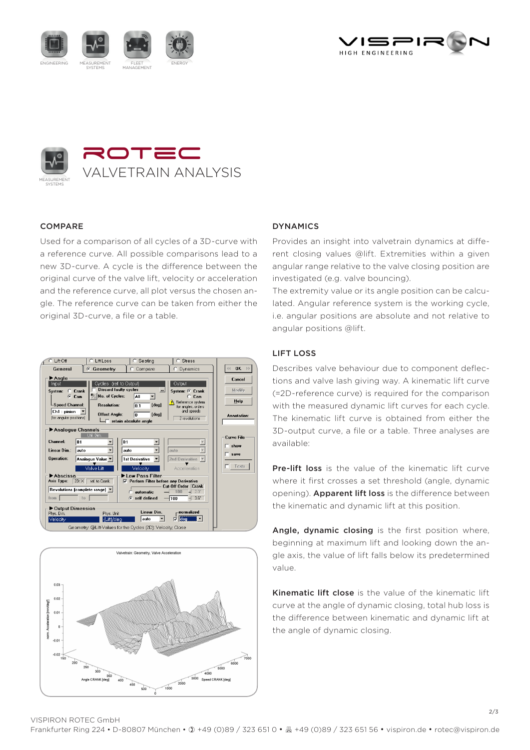# ROTEC

VALVETRAIN ANALYSIS

## COMPARE

Used for a comparison of all cycles of a 3D-curve with a reference curve. All possible comparisons lead to a new 3D-curve. A cycle is the difference between the original curve of the valve lift, velocity or acceleration and the reference curve, all plot versus the chosen angle. The reference curve can be taken from either the original 3D-curve, a file or a table.

## DYNAMICS

Provides an insight into valvetrain dynamics at different closing values @lift. Extremities within a given angular range relative to the valve closing position are investigated (e.g. valve bouncing).

The extremity value or its angle position can be calculated. Angular reference system is the working cycle, i.e. angular positions are absolute and not relative to angular positions @lift.

## LIFT LOSS

Describes valve behaviour due to component deflections and valve lash giving way. A kinematic lift curve (=2D-reference curve) is required for the comparison with the measured dynamic lift curves for each cycle. The kinematic lift curve is obtained from either the 3D-output curve, a file or a table. Three analyses are available:

**Pre-lift loss** is the value of the kinematic lift curve where it first crosses a set threshold (angle, dynamic opening). **Apparent lift loss** is the difference between the kinematic and dynamic lift at this position.

**Angle, dynamic closing** is the first position where, beginning at maximum lift and looking down the angle axis, the value of lift falls below its predetermined value.

**Kinematic lift close** is the value of the kinematic lift curve at the angle of dynamic closing, total hub loss is the difference between kinematic and dynamic lift at the angle of dynamic closing.

VISPIRON ROTEC GmbH

Frankfurter Ring 224 • D-80807 München • ✆ +49 (0)89 / 323 651 0 • 🖷 +49 (0)89 / 323 651 56 • vispiron.de • rotec@vispiron.de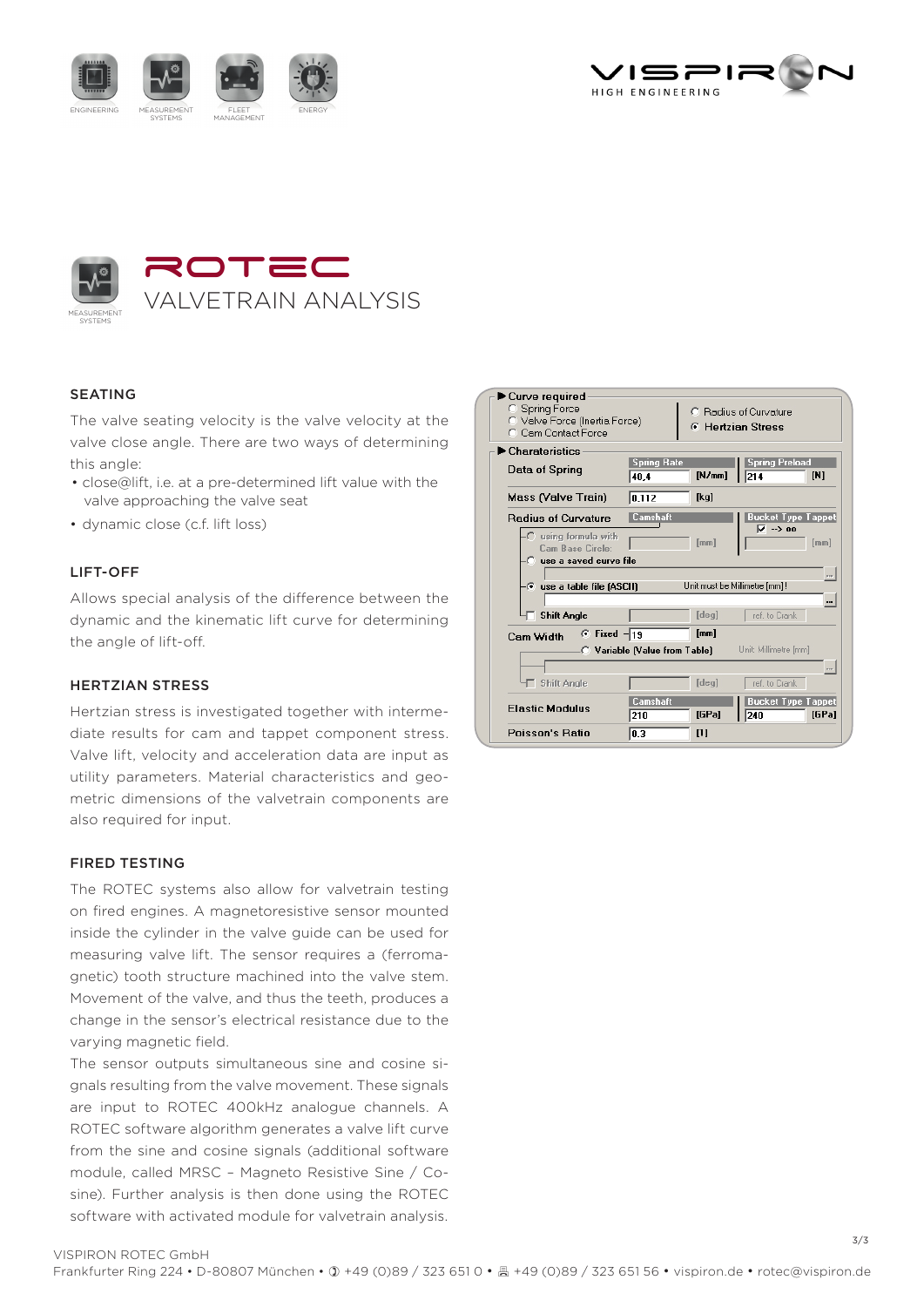# ROTEC

## VALVETRAIN ANALYSIS

### SEATING

The valve seating velocity is the valve velocity at the valve close angle. There are two ways of determining this angle:

- close@lift, i.e. at a pre-determined lift value with the valve approaching the valve seat
- dynamic close (c.f. lift loss)

### LIFT-OFF

Allows special analysis of the difference between the dynamic and the kinematic lift curve for determining the angle of lift-off.

### HERTZIAN STRESS

Hertzian stress is investigated together with intermediate results for cam and tappet component stress. Valve lift, velocity and acceleration data are input as utility parameters. Material characteristics and geometric dimensions of the valvetrain components are also required for input.

### FIRED TESTING

The ROTEC systems also allow for valvetrain testing on fired engines. A magnetoresistive sensor mounted inside the cylinder in the valve guide can be used for measuring valve lift. The sensor requires a (ferromagnetic) tooth structure machined into the valve stem. Movement of the valve, and thus the teeth, produces a change in the sensor's electrical resistance due to the varying magnetic field.

The sensor outputs simultaneous sine and cosine signals resulting from the valve movement. These signals are input to ROTEC 400kHz analogue channels. A ROTEC software algorithm generates a valve lift curve from the sine and cosine signals (additional software module, called MRSC – Magneto Resistive Sine / Cosine). Further analysis is then done using the ROTEC software with activated module for valvetrain analysis.